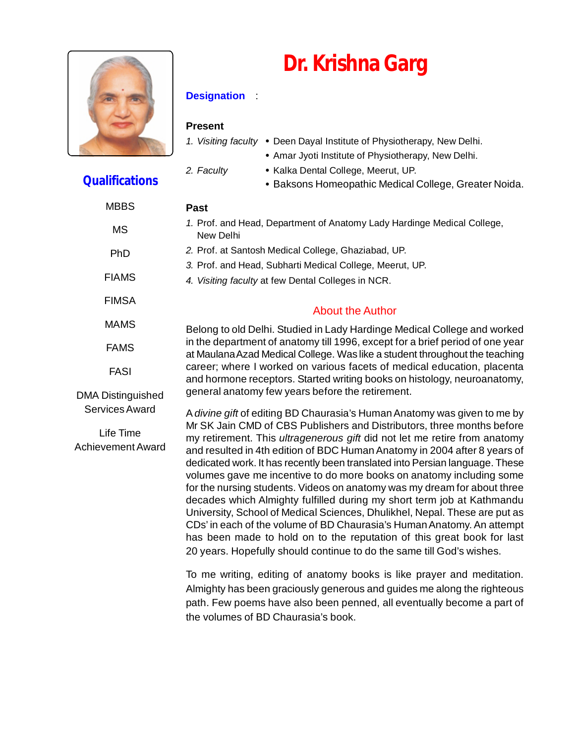# Dr. Krishna Garg

## Qualifications

MBBS

MS

PhD

FIAMS

FIMSA

MAMS

FAMS

FASI

DMA Distinguished Services Award

Life Time Achievement Award

**Designation** :

**Present**

1. *Visiting faculty*
   - Deen Dayal Institute of Physiotherapy, New Delhi.
   - Amar Jyoti Institute of Physiotherapy, New Delhi.
2. *Faculty*
   - Kalka Dental College, Meerut, UP.
   - Baksons Homeopathic Medical College, Greater Noida.

**Past**

1. Prof. and Head, Department of Anatomy Lady Hardinge Medical College, New Delhi
2. Prof. at Santosh Medical College, Ghaziabad, UP.
3. Prof. and Head, Subharti Medical College, Meerut, UP.
4. *Visiting faculty* at few Dental Colleges in NCR.

## About the Author

Belong to old Delhi. Studied in Lady Hardinge Medical College and worked in the department of anatomy till 1996, except for a brief period of one year at Maulana Azad Medical College. Was like a student throughout the teaching career; where I worked on various facets of medical education, placenta and hormone receptors. Started writing books on histology, neuroanatomy, general anatomy few years before the retirement.

A *divine gift* of editing BD Chaurasia's Human Anatomy was given to me by Mr SK Jain CMD of CBS Publishers and Distributors, three months before my retirement. This *ultragenerous gift* did not let me retire from anatomy and resulted in 4th edition of BDC Human Anatomy in 2004 after 8 years of dedicated work. It has recently been translated into Persian language. These volumes gave me incentive to do more books on anatomy including some for the nursing students. Videos on anatomy was my dream for about three decades which Almighty fulfilled during my short term job at Kathmandu University, School of Medical Sciences, Dhulikhel, Nepal. These are put as CDs' in each of the volume of BD Chaurasia's Human Anatomy. An attempt has been made to hold on to the reputation of this great book for last 20 years. Hopefully should continue to do the same till God's wishes.

To me writing, editing of anatomy books is like prayer and meditation. Almighty has been graciously generous and guides me along the righteous path. Few poems have also been penned, all eventually become a part of the volumes of BD Chaurasia's book.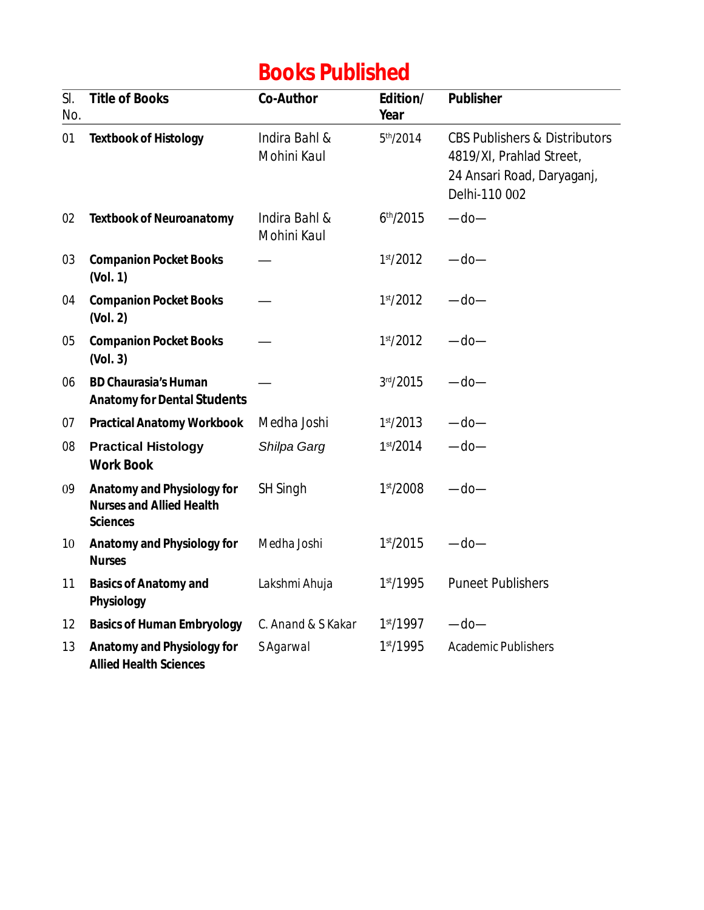# Books Published

| Sl. No. | Title of Books | Co-Author | Edition/ Year | Publisher |
|---|---|---|---|---|
| 01 | **Textbook of Histology** | Indira Bahl & Mohini Kaul | 5th/2014 | CBS Publishers & Distributors 4819/XI, Prahlad Street, 24 Ansari Road, Daryaganj, Delhi-110 002 |
| 02 | **Textbook of Neuroanatomy** | Indira Bahl & Mohini Kaul | 6th/2015 | —do— |
| 03 | **Companion Pocket Books (Vol. 1)** | — | 1st/2012 | —do— |
| 04 | **Companion Pocket Books (Vol. 2)** | — | 1st/2012 | —do— |
| 05 | **Companion Pocket Books (Vol. 3)** | — | 1st/2012 | —do— |
| 06 | **BD Chaurasia's Human Anatomy for Dental Students** | — | 3rd/2015 | —do— |
| 07 | **Practical Anatomy Workbook** | Medha Joshi | 1st/2013 | —do— |
| 08 | **Practical Histology Work Book** | *Shilpa Garg* | 1st/2014 | —do— |
| 09 | **Anatomy and Physiology for Nurses and Allied Health Sciences** | SH Singh | 1st/2008 | —do— |
| 10 | **Anatomy and Physiology for Nurses** | Medha Joshi | 1st/2015 | —do— |
| 11 | **Basics of Anatomy and Physiology** | Lakshmi Ahuja | 1st/1995 | Puneet Publishers |
| 12 | **Basics of Human Embryology** | C. Anand & S Kakar | 1st/1997 | —do— |
| 13 | **Anatomy and Physiology for Allied Health Sciences** | S Agarwal | 1st/1995 | Academic Publishers |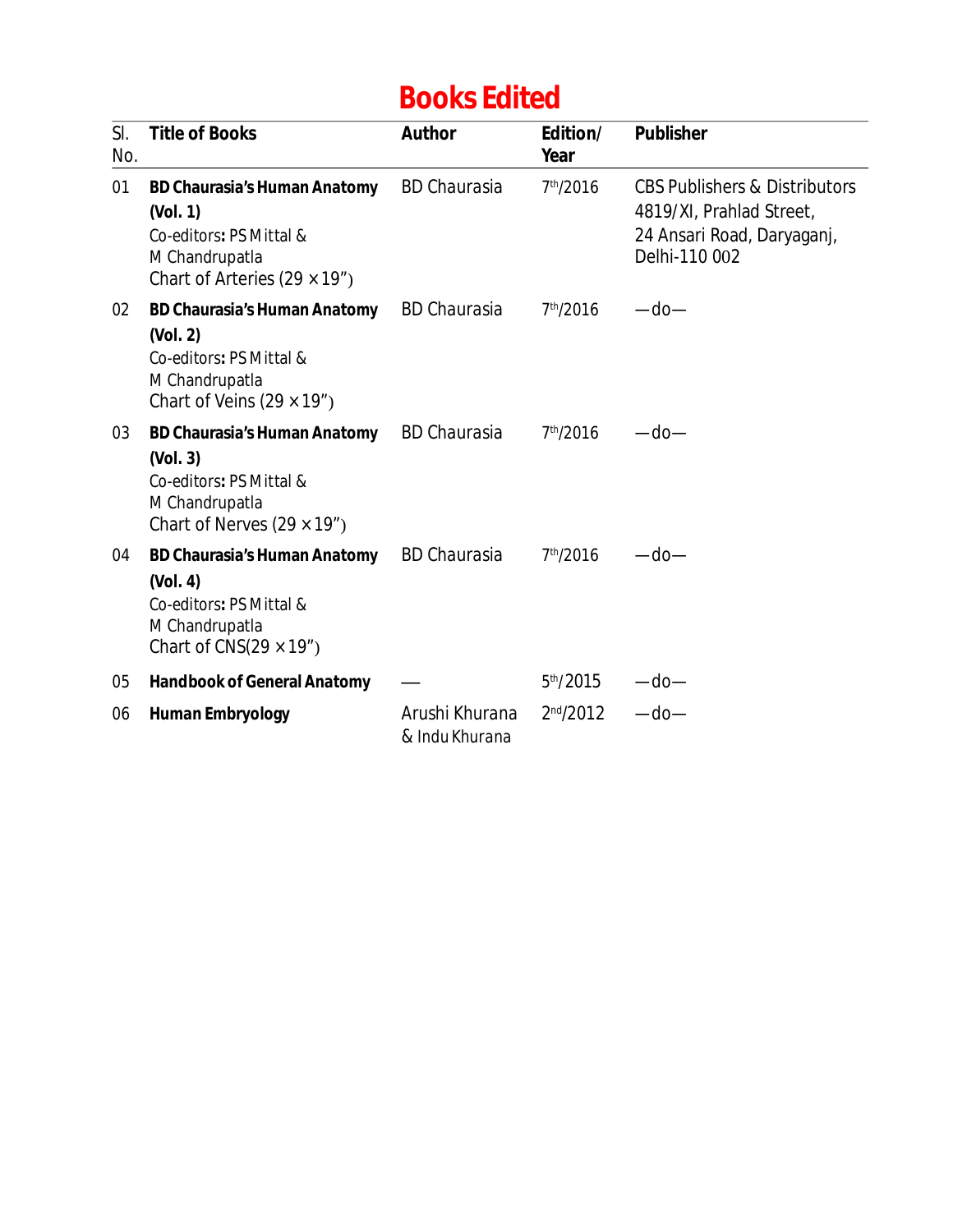# Books Edited

| Sl. No. | Title of Books | Author | Edition/ Year | Publisher |
|---|---|---|---|---|
| 01 | **BD Chaurasia's Human Anatomy (Vol. 1)** Co-editors**:** PS Mittal & M Chandrupatla Chart of Arteries (29 × 19") | BD Chaurasia | 7th/2016 | CBS Publishers & Distributors 4819/XI, Prahlad Street, 24 Ansari Road, Daryaganj, Delhi-110 002 |
| 02 | **BD Chaurasia's Human Anatomy (Vol. 2)** Co-editors**:** PS Mittal & M Chandrupatla Chart of Veins (29 × 19") | BD Chaurasia | 7th/2016 | —do— |
| 03 | **BD Chaurasia's Human Anatomy (Vol. 3)** Co-editors**:** PS Mittal & M Chandrupatla Chart of Nerves (29 × 19") | BD Chaurasia | 7th/2016 | —do— |
| 04 | **BD Chaurasia's Human Anatomy (Vol. 4)** Co-editors**:** PS Mittal & M Chandrupatla Chart of CNS(29 × 19") | BD Chaurasia | 7th/2016 | —do— |
| 05 | **Handbook of General Anatomy** | — | 5th/2015 | —do— |
| 06 | **Human Embryology** | Arushi Khurana & Indu Khurana | 2nd/2012 | —do— |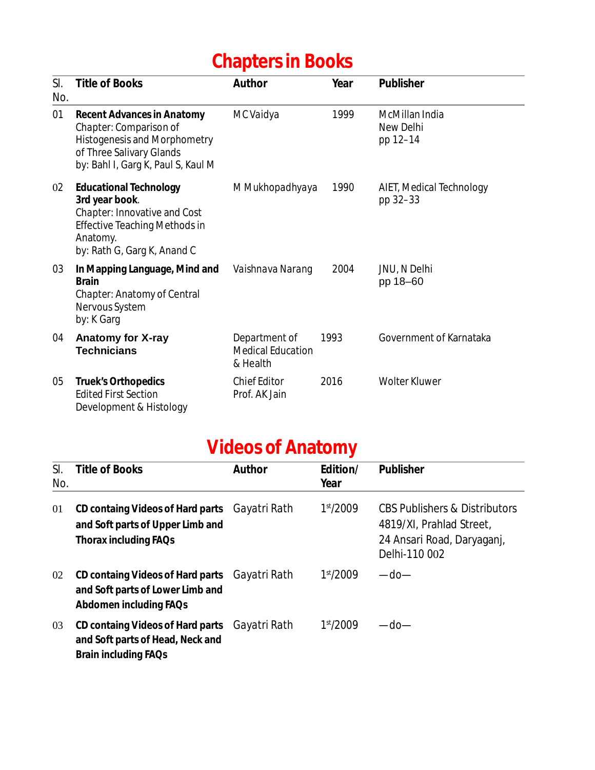# Chapters in Books

| Sl. No. | Title of Books | Author | Year | Publisher |
|---|---|---|---|---|
| 01 | **Recent Advances in Anatomy** Chapter: Comparison of Histogenesis and Morphometry of Three Salivary Glands by: Bahl I, Garg K, Paul S, Kaul M | MC Vaidya | 1999 | McMillan India New Delhi pp 12–14 |
| 02 | **Educational Technology 3rd year book**. Chapter: Innovative and Cost Effective Teaching Methods in Anatomy. by: Rath G, Garg K, Anand C | M Mukhopadhyaya | 1990 | AIET, Medical Technology pp 32–33 |
| 03 | **In Mapping Language, Mind and Brain** Chapter: Anatomy of Central Nervous System by: K Garg | Vaishnava Narang | 2004 | JNU, N Delhi pp 18–60 |
| 04 | **Anatomy for X-ray Technicians** | Department of Medical Education & Health | 1993 | Government of Karnataka |
| 05 | **Truek's Orthopedics** Edited First Section Development & Histology | Chief Editor Prof. AK Jain | 2016 | Wolter Kluwer |

# Videos of Anatomy

| Sl. No. | Title of Books | Author | Edition/ Year | Publisher |
|---|---|---|---|---|
| 01 | **CD containg Videos of Hard parts and Soft parts of Upper Limb and Thorax including FAQs** | Gayatri Rath | 1st/2009 | CBS Publishers & Distributors 4819/XI, Prahlad Street, 24 Ansari Road, Daryaganj, Delhi-110 002 |
| 02 | **CD containg Videos of Hard parts and Soft parts of Lower Limb and Abdomen including FAQs** | Gayatri Rath | 1st/2009 | —do— |
| 03 | **CD containg Videos of Hard parts and Soft parts of Head, Neck and Brain including FAQs** | Gayatri Rath | 1st/2009 | —do— |